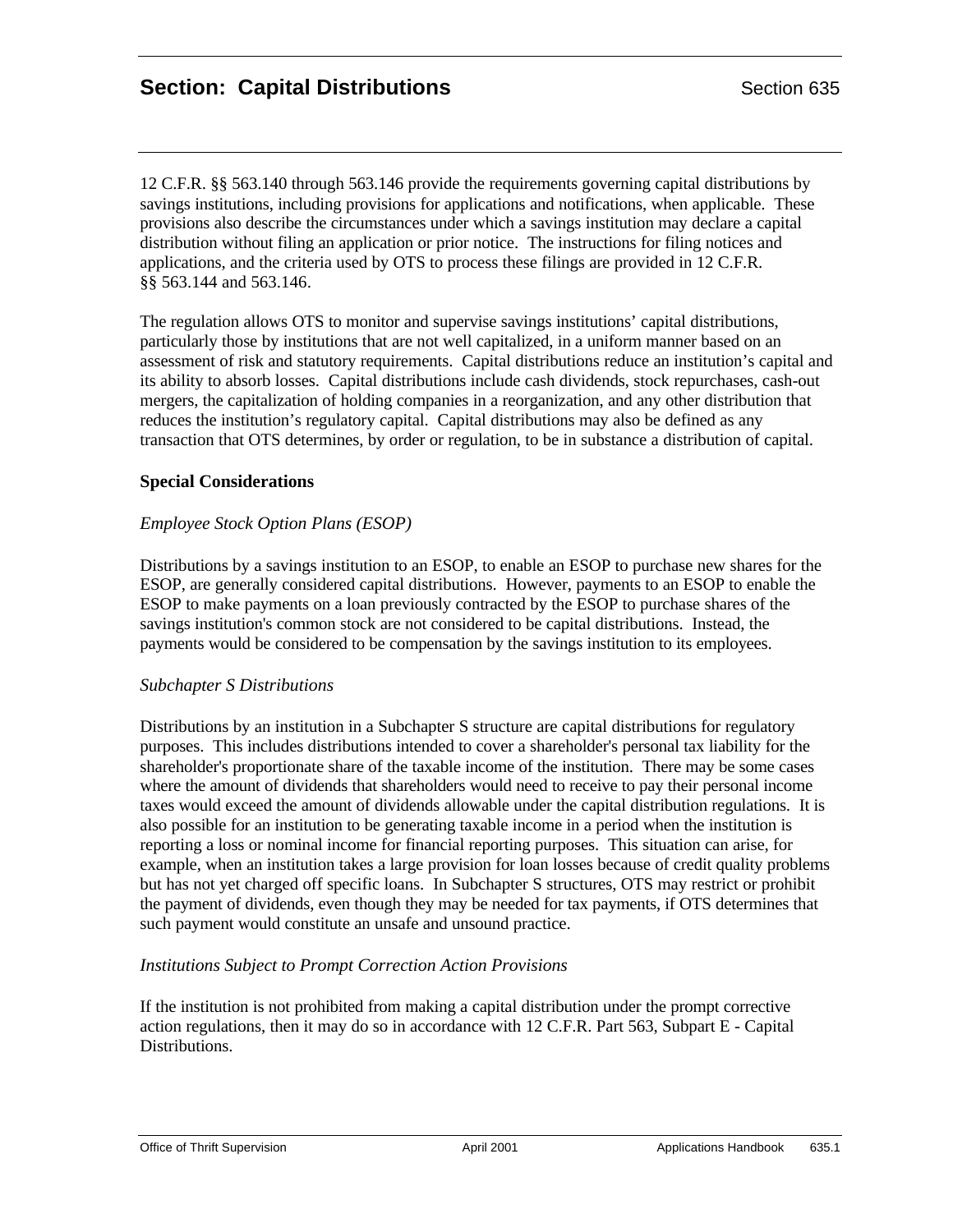# Section: Capital Distributions

Section 635

12 C.F.R. §§ 563.140 through 563.146 provide the requirements governing capital distributions by savings institutions, including provisions for applications and notifications, when applicable. These provisions also describe the circumstances under which a savings institution may declare a capital distribution without filing an application or prior notice. The instructions for filing notices and applications, and the criteria used by OTS to process these filings are provided in 12 C.F.R. §§ 563.144 and 563.146.

The regulation allows OTS to monitor and supervise savings institutions' capital distributions, particularly those by institutions that are not well capitalized, in a uniform manner based on an assessment of risk and statutory requirements. Capital distributions reduce an institution's capital and its ability to absorb losses. Capital distributions include cash dividends, stock repurchases, cash-out mergers, the capitalization of holding companies in a reorganization, and any other distribution that reduces the institution's regulatory capital. Capital distributions may also be defined as any transaction that OTS determines, by order or regulation, to be in substance a distribution of capital.

## Special Considerations

### *Employee Stock Option Plans (ESOP)*

Distributions by a savings institution to an ESOP, to enable an ESOP to purchase new shares for the ESOP, are generally considered capital distributions. However, payments to an ESOP to enable the ESOP to make payments on a loan previously contracted by the ESOP to purchase shares of the savings institution's common stock are not considered to be capital distributions. Instead, the payments would be considered to be compensation by the savings institution to its employees.

### *Subchapter S Distributions*

Distributions by an institution in a Subchapter S structure are capital distributions for regulatory purposes. This includes distributions intended to cover a shareholder's personal tax liability for the shareholder's proportionate share of the taxable income of the institution. There may be some cases where the amount of dividends that shareholders would need to receive to pay their personal income taxes would exceed the amount of dividends allowable under the capital distribution regulations. It is also possible for an institution to be generating taxable income in a period when the institution is reporting a loss or nominal income for financial reporting purposes. This situation can arise, for example, when an institution takes a large provision for loan losses because of credit quality problems but has not yet charged off specific loans. In Subchapter S structures, OTS may restrict or prohibit the payment of dividends, even though they may be needed for tax payments, if OTS determines that such payment would constitute an unsafe and unsound practice.

### *Institutions Subject to Prompt Correction Action Provisions*

If the institution is not prohibited from making a capital distribution under the prompt corrective action regulations, then it may do so in accordance with 12 C.F.R. Part 563, Subpart E - Capital Distributions.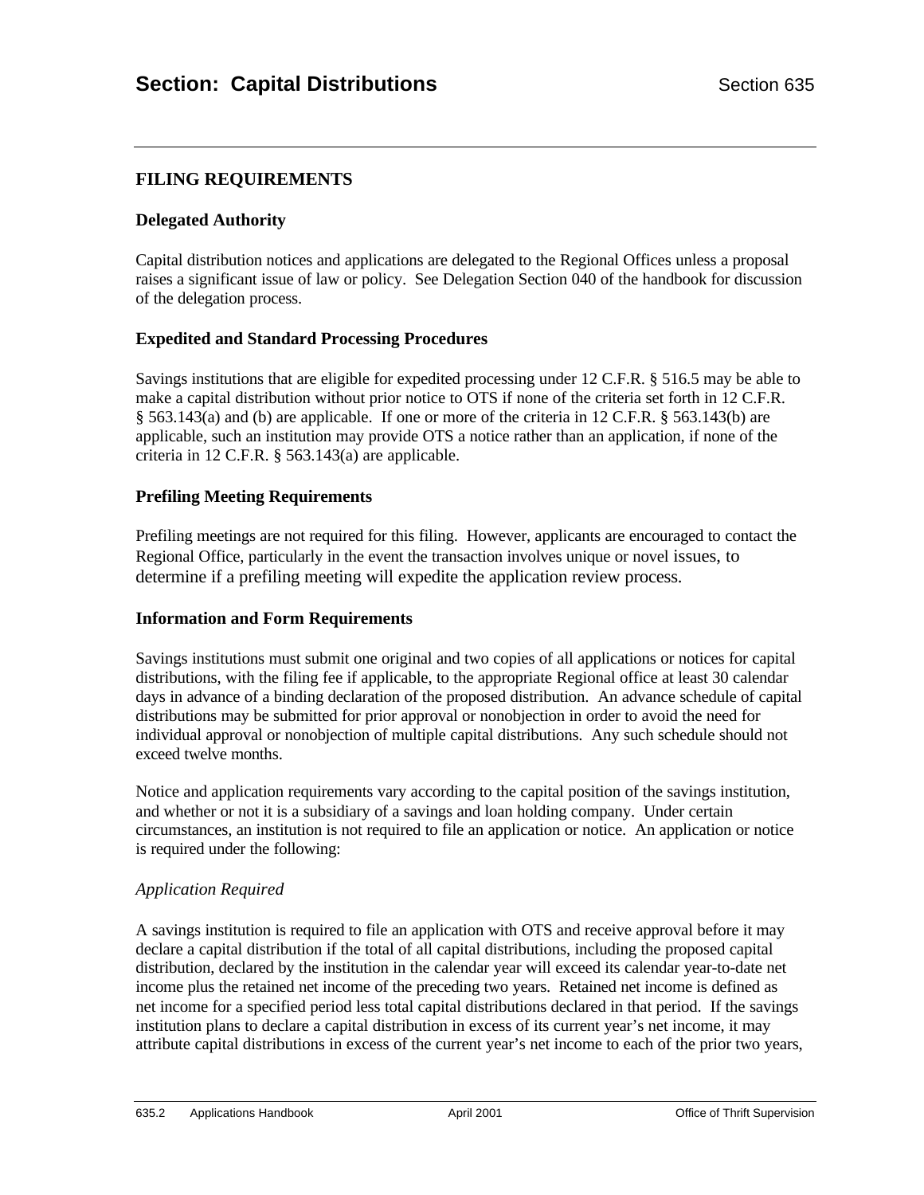# Section: Capital Distributions

## FILING REQUIREMENTS

### Delegated Authority

Capital distribution notices and applications are delegated to the Regional Offices unless a proposal raises a significant issue of law or policy. See Delegation Section 040 of the handbook for discussion of the delegation process.

### Expedited and Standard Processing Procedures

Savings institutions that are eligible for expedited processing under 12 C.F.R. § 516.5 may be able to make a capital distribution without prior notice to OTS if none of the criteria set forth in 12 C.F.R. § 563.143(a) and (b) are applicable. If one or more of the criteria in 12 C.F.R. § 563.143(b) are applicable, such an institution may provide OTS a notice rather than an application, if none of the criteria in 12 C.F.R. § 563.143(a) are applicable.

### Prefiling Meeting Requirements

Prefiling meetings are not required for this filing. However, applicants are encouraged to contact the Regional Office, particularly in the event the transaction involves unique or novel issues, to determine if a prefiling meeting will expedite the application review process.

### Information and Form Requirements

Savings institutions must submit one original and two copies of all applications or notices for capital distributions, with the filing fee if applicable, to the appropriate Regional office at least 30 calendar days in advance of a binding declaration of the proposed distribution. An advance schedule of capital distributions may be submitted for prior approval or nonobjection in order to avoid the need for individual approval or nonobjection of multiple capital distributions. Any such schedule should not exceed twelve months.

Notice and application requirements vary according to the capital position of the savings institution, and whether or not it is a subsidiary of a savings and loan holding company. Under certain circumstances, an institution is not required to file an application or notice. An application or notice is required under the following:

*Application Required*

A savings institution is required to file an application with OTS and receive approval before it may declare a capital distribution if the total of all capital distributions, including the proposed capital distribution, declared by the institution in the calendar year will exceed its calendar year-to-date net income plus the retained net income of the preceding two years. Retained net income is defined as net income for a specified period less total capital distributions declared in that period. If the savings institution plans to declare a capital distribution in excess of its current year's net income, it may attribute capital distributions in excess of the current year's net income to each of the prior two years,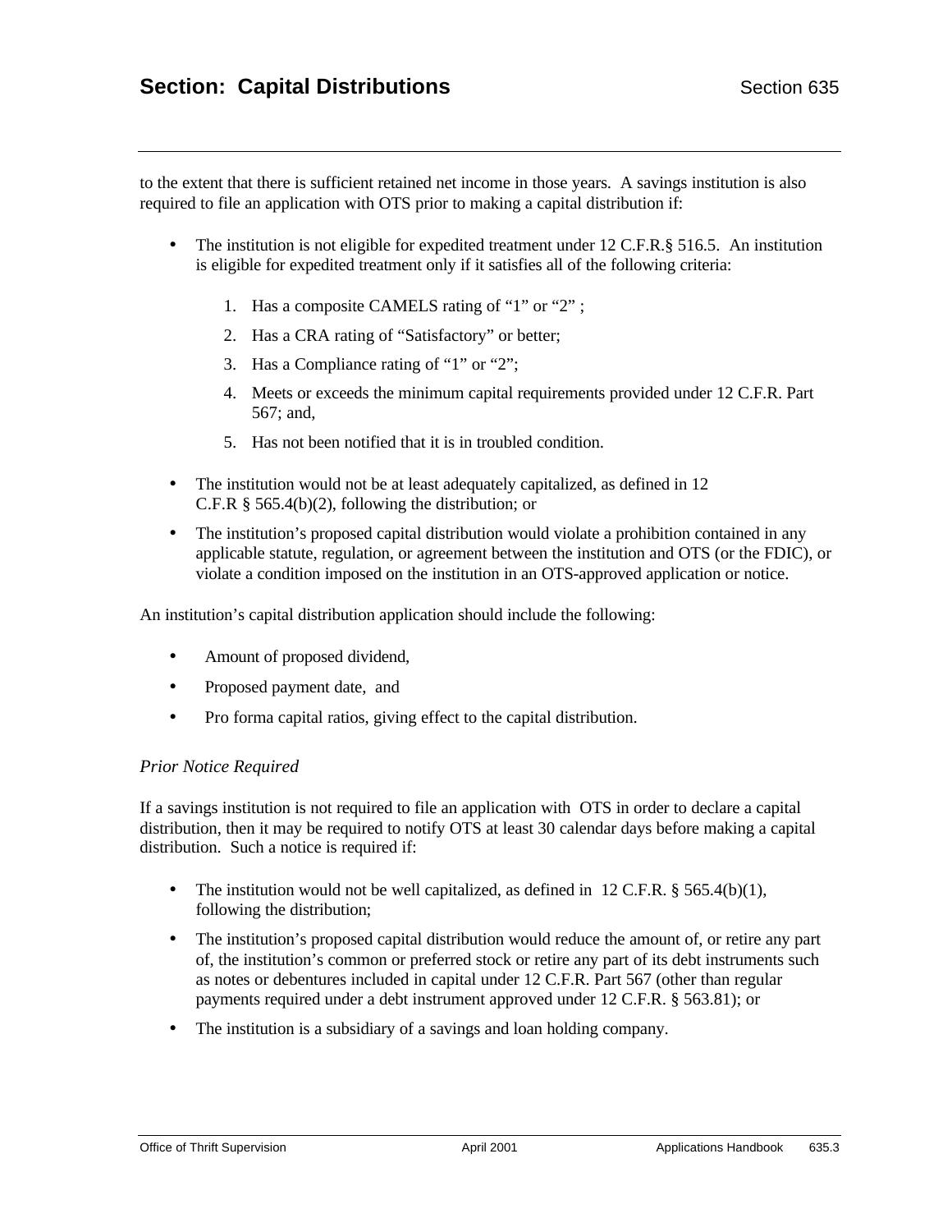to the extent that there is sufficient retained net income in those years. A savings institution is also required to file an application with OTS prior to making a capital distribution if:

- The institution is not eligible for expedited treatment under 12 C.F.R.§ 516.5. An institution is eligible for expedited treatment only if it satisfies all of the following criteria:

    1. Has a composite CAMELS rating of "1" or "2" ;
    2. Has a CRA rating of "Satisfactory" or better;
    3. Has a Compliance rating of "1" or "2";
    4. Meets or exceeds the minimum capital requirements provided under 12 C.F.R. Part 567; and,
    5. Has not been notified that it is in troubled condition.

- The institution would not be at least adequately capitalized, as defined in 12 C.F.R § 565.4(b)(2), following the distribution; or
- The institution's proposed capital distribution would violate a prohibition contained in any applicable statute, regulation, or agreement between the institution and OTS (or the FDIC), or violate a condition imposed on the institution in an OTS-approved application or notice.

An institution's capital distribution application should include the following:

- Amount of proposed dividend,
- Proposed payment date, and
- Pro forma capital ratios, giving effect to the capital distribution.

*Prior Notice Required*

If a savings institution is not required to file an application with OTS in order to declare a capital distribution, then it may be required to notify OTS at least 30 calendar days before making a capital distribution. Such a notice is required if:

- The institution would not be well capitalized, as defined in 12 C.F.R. § 565.4(b)(1), following the distribution;
- The institution's proposed capital distribution would reduce the amount of, or retire any part of, the institution's common or preferred stock or retire any part of its debt instruments such as notes or debentures included in capital under 12 C.F.R. Part 567 (other than regular payments required under a debt instrument approved under 12 C.F.R. § 563.81); or
- The institution is a subsidiary of a savings and loan holding company.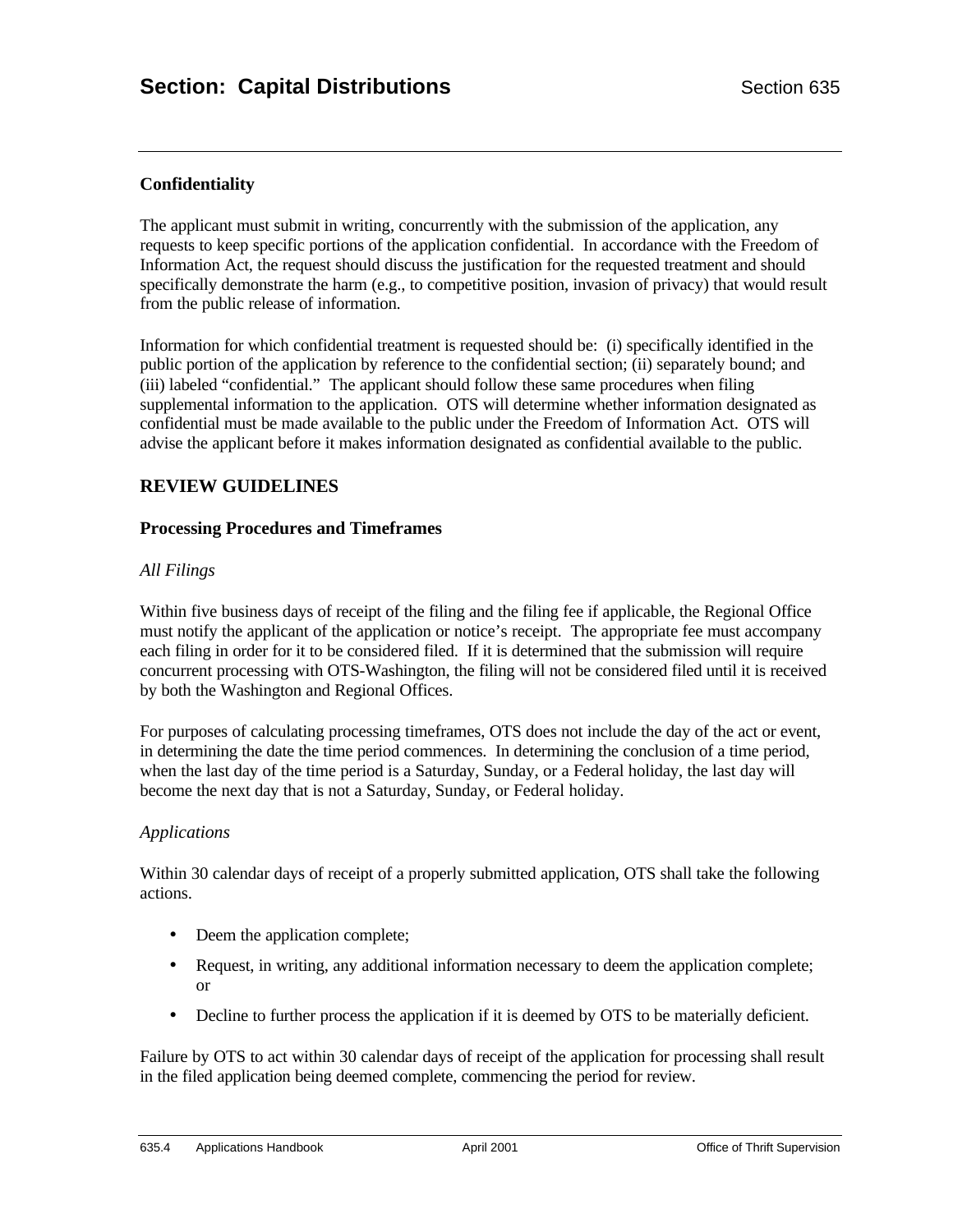### Confidentiality

The applicant must submit in writing, concurrently with the submission of the application, any requests to keep specific portions of the application confidential. In accordance with the Freedom of Information Act, the request should discuss the justification for the requested treatment and should specifically demonstrate the harm (e.g., to competitive position, invasion of privacy) that would result from the public release of information.

Information for which confidential treatment is requested should be: (i) specifically identified in the public portion of the application by reference to the confidential section; (ii) separately bound; and (iii) labeled "confidential." The applicant should follow these same procedures when filing supplemental information to the application. OTS will determine whether information designated as confidential must be made available to the public under the Freedom of Information Act. OTS will advise the applicant before it makes information designated as confidential available to the public.

## REVIEW GUIDELINES

### Processing Procedures and Timeframes

*All Filings*

Within five business days of receipt of the filing and the filing fee if applicable, the Regional Office must notify the applicant of the application or notice's receipt. The appropriate fee must accompany each filing in order for it to be considered filed. If it is determined that the submission will require concurrent processing with OTS-Washington, the filing will not be considered filed until it is received by both the Washington and Regional Offices.

For purposes of calculating processing timeframes, OTS does not include the day of the act or event, in determining the date the time period commences. In determining the conclusion of a time period, when the last day of the time period is a Saturday, Sunday, or a Federal holiday, the last day will become the next day that is not a Saturday, Sunday, or Federal holiday.

*Applications*

Within 30 calendar days of receipt of a properly submitted application, OTS shall take the following actions.

- Deem the application complete;
- Request, in writing, any additional information necessary to deem the application complete; or
- Decline to further process the application if it is deemed by OTS to be materially deficient.

Failure by OTS to act within 30 calendar days of receipt of the application for processing shall result in the filed application being deemed complete, commencing the period for review.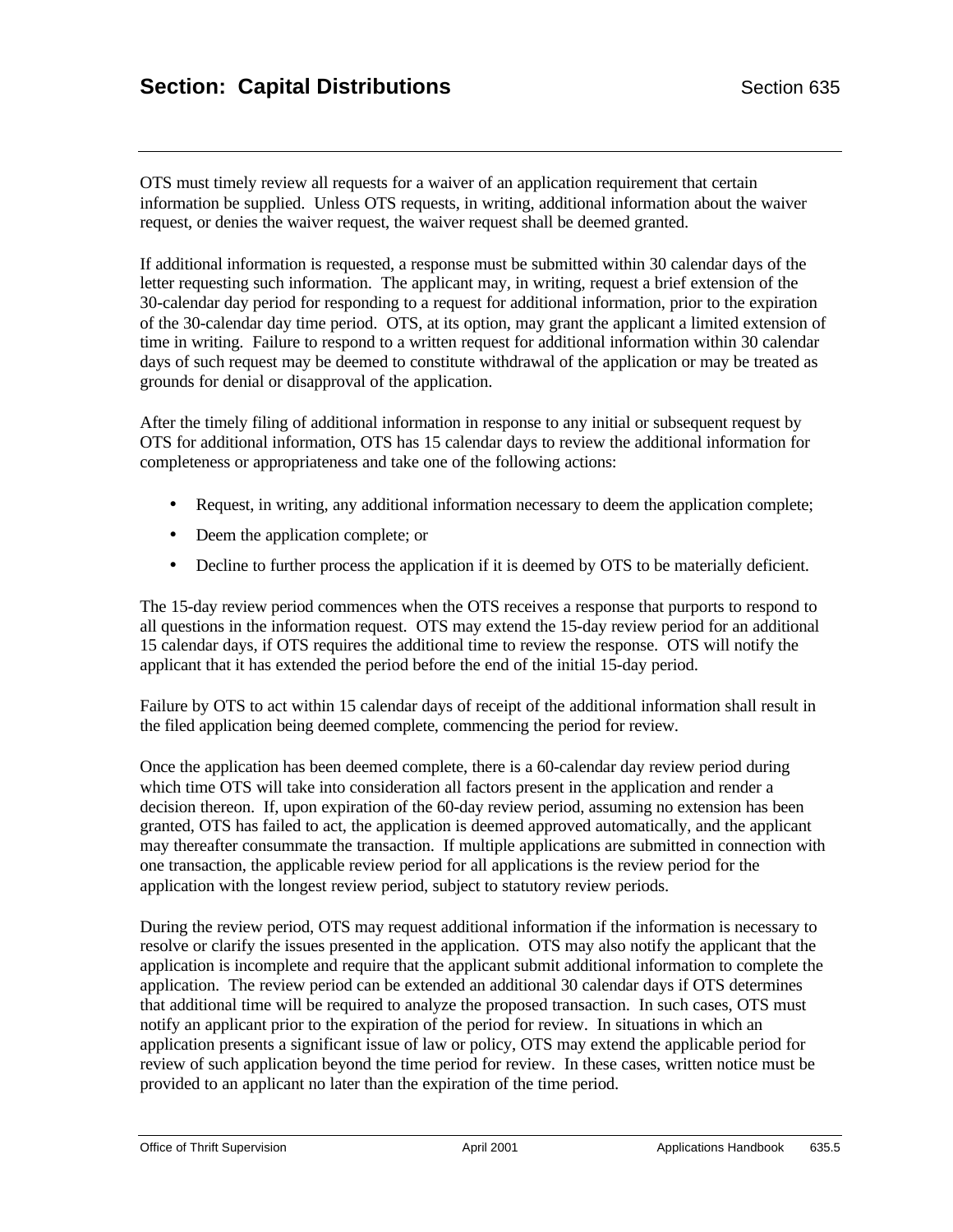OTS must timely review all requests for a waiver of an application requirement that certain information be supplied. Unless OTS requests, in writing, additional information about the waiver request, or denies the waiver request, the waiver request shall be deemed granted.

If additional information is requested, a response must be submitted within 30 calendar days of the letter requesting such information. The applicant may, in writing, request a brief extension of the 30-calendar day period for responding to a request for additional information, prior to the expiration of the 30-calendar day time period. OTS, at its option, may grant the applicant a limited extension of time in writing. Failure to respond to a written request for additional information within 30 calendar days of such request may be deemed to constitute withdrawal of the application or may be treated as grounds for denial or disapproval of the application.

After the timely filing of additional information in response to any initial or subsequent request by OTS for additional information, OTS has 15 calendar days to review the additional information for completeness or appropriateness and take one of the following actions:

- Request, in writing, any additional information necessary to deem the application complete;
- Deem the application complete; or
- Decline to further process the application if it is deemed by OTS to be materially deficient.

The 15-day review period commences when the OTS receives a response that purports to respond to all questions in the information request. OTS may extend the 15-day review period for an additional 15 calendar days, if OTS requires the additional time to review the response. OTS will notify the applicant that it has extended the period before the end of the initial 15-day period.

Failure by OTS to act within 15 calendar days of receipt of the additional information shall result in the filed application being deemed complete, commencing the period for review.

Once the application has been deemed complete, there is a 60-calendar day review period during which time OTS will take into consideration all factors present in the application and render a decision thereon. If, upon expiration of the 60-day review period, assuming no extension has been granted, OTS has failed to act, the application is deemed approved automatically, and the applicant may thereafter consummate the transaction. If multiple applications are submitted in connection with one transaction, the applicable review period for all applications is the review period for the application with the longest review period, subject to statutory review periods.

During the review period, OTS may request additional information if the information is necessary to resolve or clarify the issues presented in the application. OTS may also notify the applicant that the application is incomplete and require that the applicant submit additional information to complete the application. The review period can be extended an additional 30 calendar days if OTS determines that additional time will be required to analyze the proposed transaction. In such cases, OTS must notify an applicant prior to the expiration of the period for review. In situations in which an application presents a significant issue of law or policy, OTS may extend the applicable period for review of such application beyond the time period for review. In these cases, written notice must be provided to an applicant no later than the expiration of the time period.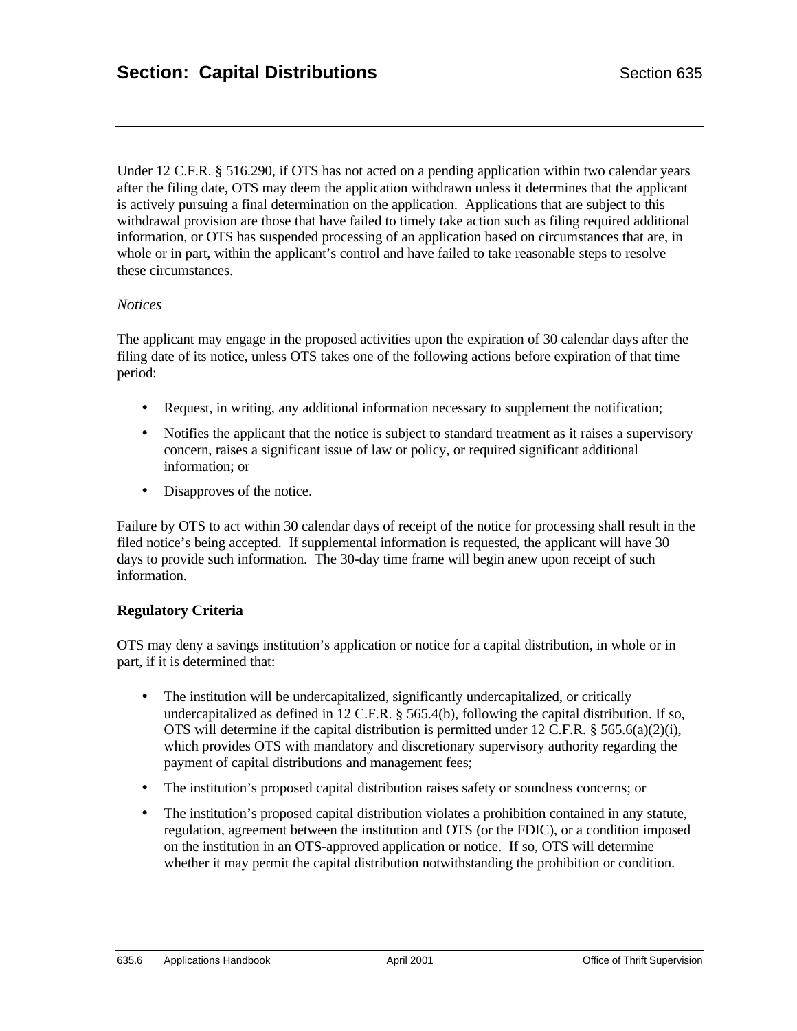Under 12 C.F.R. § 516.290, if OTS has not acted on a pending application within two calendar years after the filing date, OTS may deem the application withdrawn unless it determines that the applicant is actively pursuing a final determination on the application. Applications that are subject to this withdrawal provision are those that have failed to timely take action such as filing required additional information, or OTS has suspended processing of an application based on circumstances that are, in whole or in part, within the applicant's control and have failed to take reasonable steps to resolve these circumstances.

*Notices*

The applicant may engage in the proposed activities upon the expiration of 30 calendar days after the filing date of its notice, unless OTS takes one of the following actions before expiration of that time period:

- Request, in writing, any additional information necessary to supplement the notification;
- Notifies the applicant that the notice is subject to standard treatment as it raises a supervisory concern, raises a significant issue of law or policy, or required significant additional information; or
- Disapproves of the notice.

Failure by OTS to act within 30 calendar days of receipt of the notice for processing shall result in the filed notice's being accepted. If supplemental information is requested, the applicant will have 30 days to provide such information. The 30-day time frame will begin anew upon receipt of such information.

**Regulatory Criteria**

OTS may deny a savings institution's application or notice for a capital distribution, in whole or in part, if it is determined that:

- The institution will be undercapitalized, significantly undercapitalized, or critically undercapitalized as defined in 12 C.F.R. § 565.4(b), following the capital distribution. If so, OTS will determine if the capital distribution is permitted under 12 C.F.R. § 565.6(a)(2)(i), which provides OTS with mandatory and discretionary supervisory authority regarding the payment of capital distributions and management fees;
- The institution's proposed capital distribution raises safety or soundness concerns; or
- The institution's proposed capital distribution violates a prohibition contained in any statute, regulation, agreement between the institution and OTS (or the FDIC), or a condition imposed on the institution in an OTS-approved application or notice. If so, OTS will determine whether it may permit the capital distribution notwithstanding the prohibition or condition.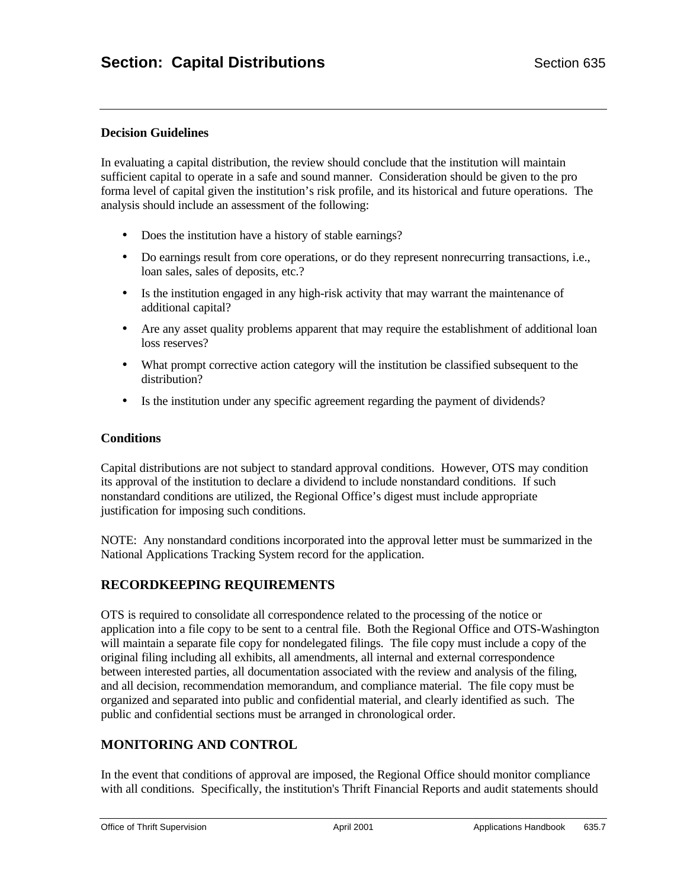#### Decision Guidelines

In evaluating a capital distribution, the review should conclude that the institution will maintain sufficient capital to operate in a safe and sound manner. Consideration should be given to the pro forma level of capital given the institution's risk profile, and its historical and future operations. The analysis should include an assessment of the following:

- Does the institution have a history of stable earnings?
- Do earnings result from core operations, or do they represent nonrecurring transactions, i.e., loan sales, sales of deposits, etc.?
- Is the institution engaged in any high-risk activity that may warrant the maintenance of additional capital?
- Are any asset quality problems apparent that may require the establishment of additional loan loss reserves?
- What prompt corrective action category will the institution be classified subsequent to the distribution?
- Is the institution under any specific agreement regarding the payment of dividends?

#### Conditions

Capital distributions are not subject to standard approval conditions. However, OTS may condition its approval of the institution to declare a dividend to include nonstandard conditions. If such nonstandard conditions are utilized, the Regional Office's digest must include appropriate justification for imposing such conditions.

NOTE: Any nonstandard conditions incorporated into the approval letter must be summarized in the National Applications Tracking System record for the application.

## RECORDKEEPING REQUIREMENTS

OTS is required to consolidate all correspondence related to the processing of the notice or application into a file copy to be sent to a central file. Both the Regional Office and OTS-Washington will maintain a separate file copy for nondelegated filings. The file copy must include a copy of the original filing including all exhibits, all amendments, all internal and external correspondence between interested parties, all documentation associated with the review and analysis of the filing, and all decision, recommendation memorandum, and compliance material. The file copy must be organized and separated into public and confidential material, and clearly identified as such. The public and confidential sections must be arranged in chronological order.

## MONITORING AND CONTROL

In the event that conditions of approval are imposed, the Regional Office should monitor compliance with all conditions. Specifically, the institution's Thrift Financial Reports and audit statements should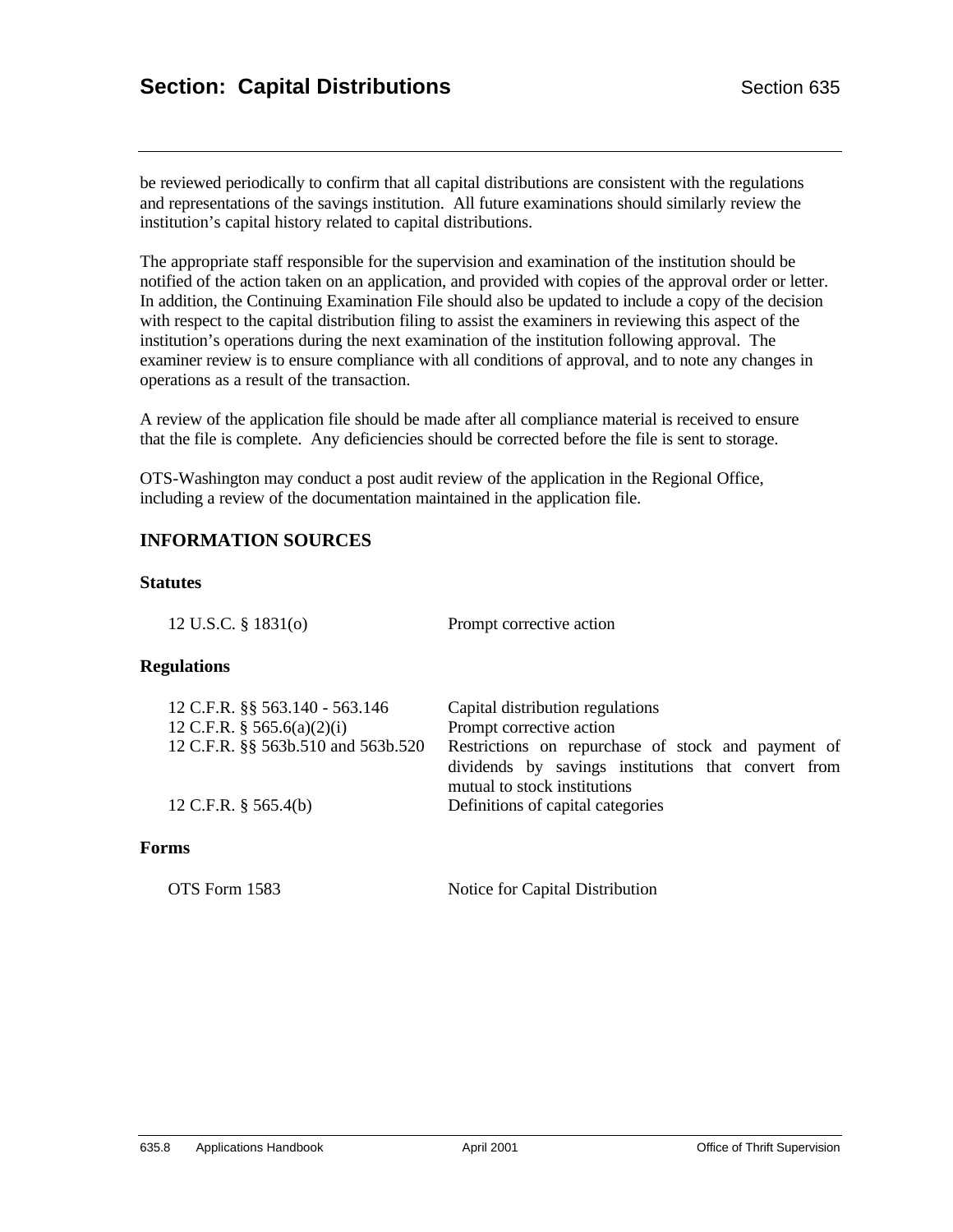be reviewed periodically to confirm that all capital distributions are consistent with the regulations and representations of the savings institution. All future examinations should similarly review the institution's capital history related to capital distributions.

The appropriate staff responsible for the supervision and examination of the institution should be notified of the action taken on an application, and provided with copies of the approval order or letter. In addition, the Continuing Examination File should also be updated to include a copy of the decision with respect to the capital distribution filing to assist the examiners in reviewing this aspect of the institution's operations during the next examination of the institution following approval. The examiner review is to ensure compliance with all conditions of approval, and to note any changes in operations as a result of the transaction.

A review of the application file should be made after all compliance material is received to ensure that the file is complete. Any deficiencies should be corrected before the file is sent to storage.

OTS-Washington may conduct a post audit review of the application in the Regional Office, including a review of the documentation maintained in the application file.

## INFORMATION SOURCES

### Statutes

| | |
|---|---|
| 12 U.S.C. § 1831(o) | Prompt corrective action |

### Regulations

| | |
|---|---|
| 12 C.F.R. §§ 563.140 - 563.146 | Capital distribution regulations |
| 12 C.F.R. § 565.6(a)(2)(i) | Prompt corrective action |
| 12 C.F.R. §§ 563b.510 and 563b.520 | Restrictions on repurchase of stock and payment of dividends by savings institutions that convert from mutual to stock institutions |
| 12 C.F.R. § 565.4(b) | Definitions of capital categories |

### Forms

| | |
|---|---|
| OTS Form 1583 | Notice for Capital Distribution |